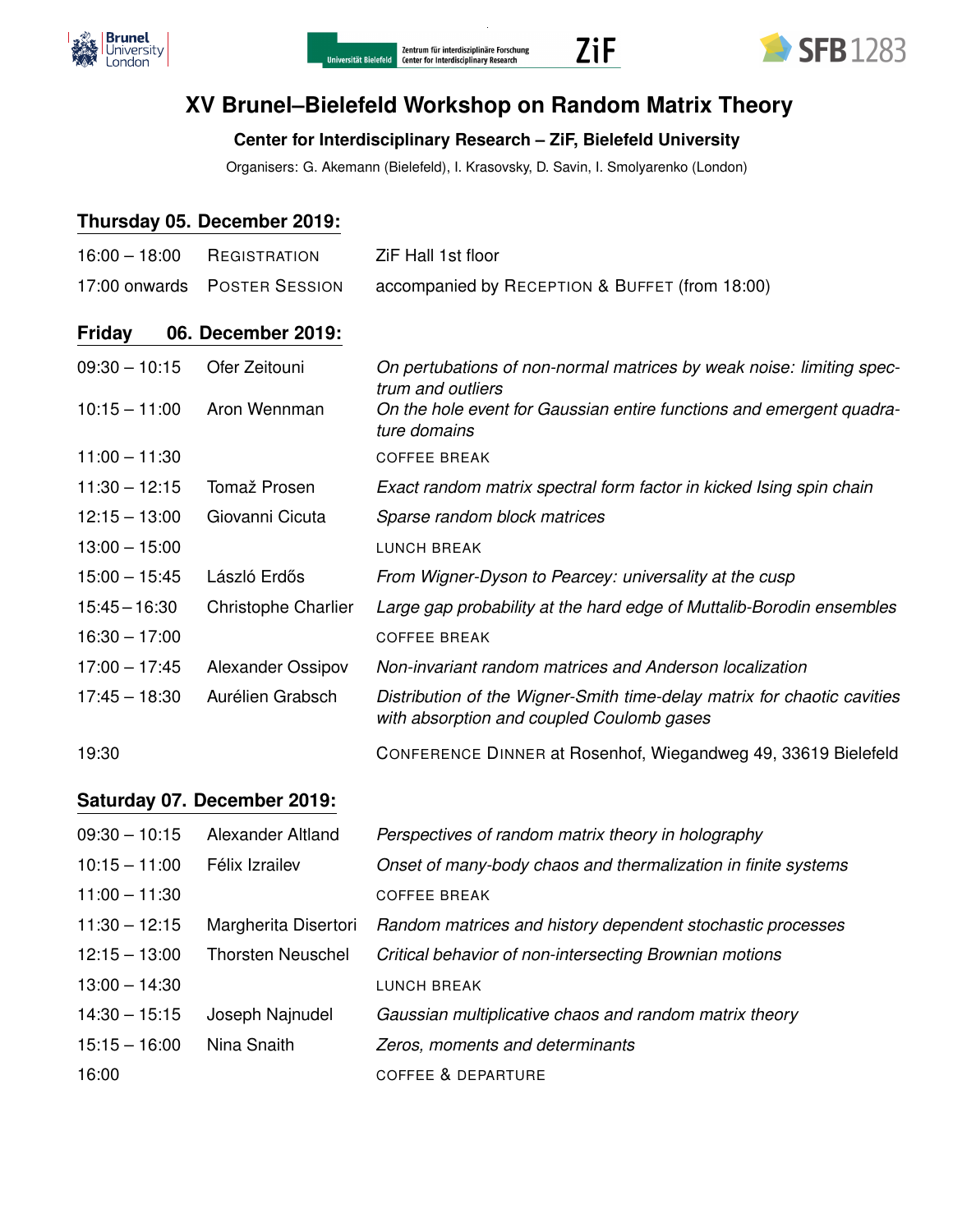# XV Brunel–Bielefeld Workshop on Random Matrix Theory

**Center for Interdisciplinary Research – ZiF, Bielefeld University**

Organisers: G. Akemann (Bielefeld), I. Krasovsky, D. Savin, I. Smolyarenko (London)

## Thursday 05. December 2019:

| | | |
|---|---|---|
| 16:00 – 18:00 | REGISTRATION | ZiF Hall 1st floor |
| 17:00 onwards | POSTER SESSION | accompanied by RECEPTION & BUFFET (from 18:00) |

## Friday 06. December 2019:

| | | |
|---|---|---|
| 09:30 – 10:15 | Ofer Zeitouni | *On pertubations of non-normal matrices by weak noise: limiting spectrum and outliers* |
| 10:15 – 11:00 | Aron Wennman | *On the hole event for Gaussian entire functions and emergent quadrature domains* |
| 11:00 – 11:30 | | COFFEE BREAK |
| 11:30 – 12:15 | Tomaž Prosen | *Exact random matrix spectral form factor in kicked Ising spin chain* |
| 12:15 – 13:00 | Giovanni Cicuta | *Sparse random block matrices* |
| 13:00 – 15:00 | | LUNCH BREAK |
| 15:00 – 15:45 | László Erdős | *From Wigner-Dyson to Pearcey: universality at the cusp* |
| 15:45 – 16:30 | Christophe Charlier | *Large gap probability at the hard edge of Muttalib-Borodin ensembles* |
| 16:30 – 17:00 | | COFFEE BREAK |
| 17:00 – 17:45 | Alexander Ossipov | *Non-invariant random matrices and Anderson localization* |
| 17:45 – 18:30 | Aurélien Grabsch | *Distribution of the Wigner-Smith time-delay matrix for chaotic cavities with absorption and coupled Coulomb gases* |
| 19:30 | | CONFERENCE DINNER at Rosenhof, Wiegandweg 49, 33619 Bielefeld |

## Saturday 07. December 2019:

| | | |
|---|---|---|
| 09:30 – 10:15 | Alexander Altland | *Perspectives of random matrix theory in holography* |
| 10:15 – 11:00 | Félix Izrailev | *Onset of many-body chaos and thermalization in finite systems* |
| 11:00 – 11:30 | | COFFEE BREAK |
| 11:30 – 12:15 | Margherita Disertori | *Random matrices and history dependent stochastic processes* |
| 12:15 – 13:00 | Thorsten Neuschel | *Critical behavior of non-intersecting Brownian motions* |
| 13:00 – 14:30 | | LUNCH BREAK |
| 14:30 – 15:15 | Joseph Najnudel | *Gaussian multiplicative chaos and random matrix theory* |
| 15:15 – 16:00 | Nina Snaith | *Zeros, moments and determinants* |
| 16:00 | | COFFEE & DEPARTURE |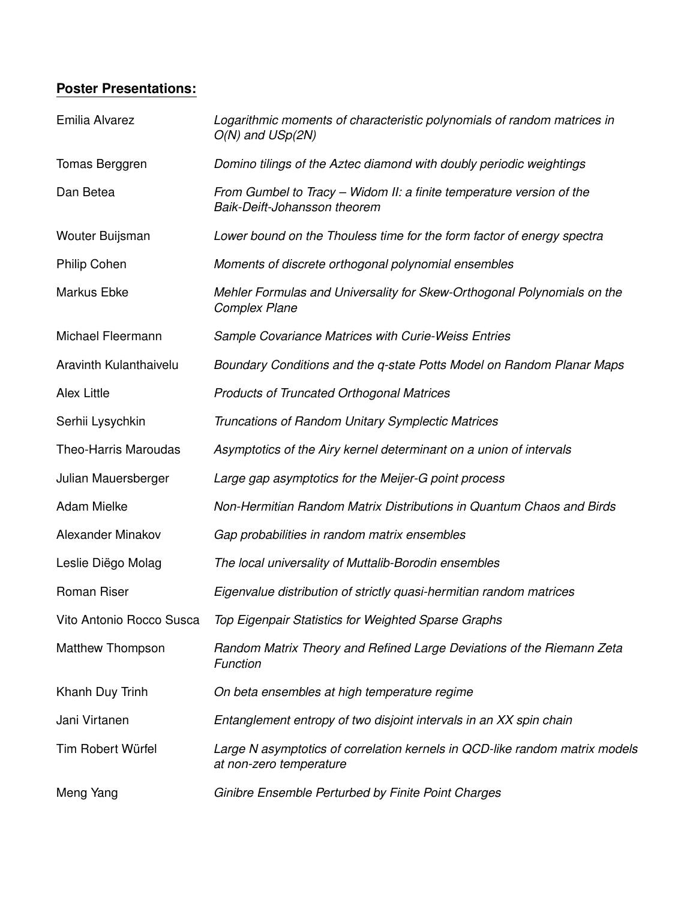**Poster Presentations:**

| | |
|---|---|
| Emilia Alvarez | *Logarithmic moments of characteristic polynomials of random matrices in O(N) and USp(2N)* |
| Tomas Berggren | *Domino tilings of the Aztec diamond with doubly periodic weightings* |
| Dan Betea | *From Gumbel to Tracy – Widom II: a finite temperature version of the Baik-Deift-Johansson theorem* |
| Wouter Buijsman | *Lower bound on the Thouless time for the form factor of energy spectra* |
| Philip Cohen | *Moments of discrete orthogonal polynomial ensembles* |
| Markus Ebke | *Mehler Formulas and Universality for Skew-Orthogonal Polynomials on the Complex Plane* |
| Michael Fleermann | *Sample Covariance Matrices with Curie-Weiss Entries* |
| Aravinth Kulanthaivelu | *Boundary Conditions and the q-state Potts Model on Random Planar Maps* |
| Alex Little | *Products of Truncated Orthogonal Matrices* |
| Serhii Lysychkin | *Truncations of Random Unitary Symplectic Matrices* |
| Theo-Harris Maroudas | *Asymptotics of the Airy kernel determinant on a union of intervals* |
| Julian Mauersberger | *Large gap asymptotics for the Meijer-G point process* |
| Adam Mielke | *Non-Hermitian Random Matrix Distributions in Quantum Chaos and Birds* |
| Alexander Minakov | *Gap probabilities in random matrix ensembles* |
| Leslie Diëgo Molag | *The local universality of Muttalib-Borodin ensembles* |
| Roman Riser | *Eigenvalue distribution of strictly quasi-hermitian random matrices* |
| Vito Antonio Rocco Susca | *Top Eigenpair Statistics for Weighted Sparse Graphs* |
| Matthew Thompson | *Random Matrix Theory and Refined Large Deviations of the Riemann Zeta Function* |
| Khanh Duy Trinh | *On beta ensembles at high temperature regime* |
| Jani Virtanen | *Entanglement entropy of two disjoint intervals in an XX spin chain* |
| Tim Robert Würfel | *Large N asymptotics of correlation kernels in QCD-like random matrix models at non-zero temperature* |
| Meng Yang | *Ginibre Ensemble Perturbed by Finite Point Charges* |